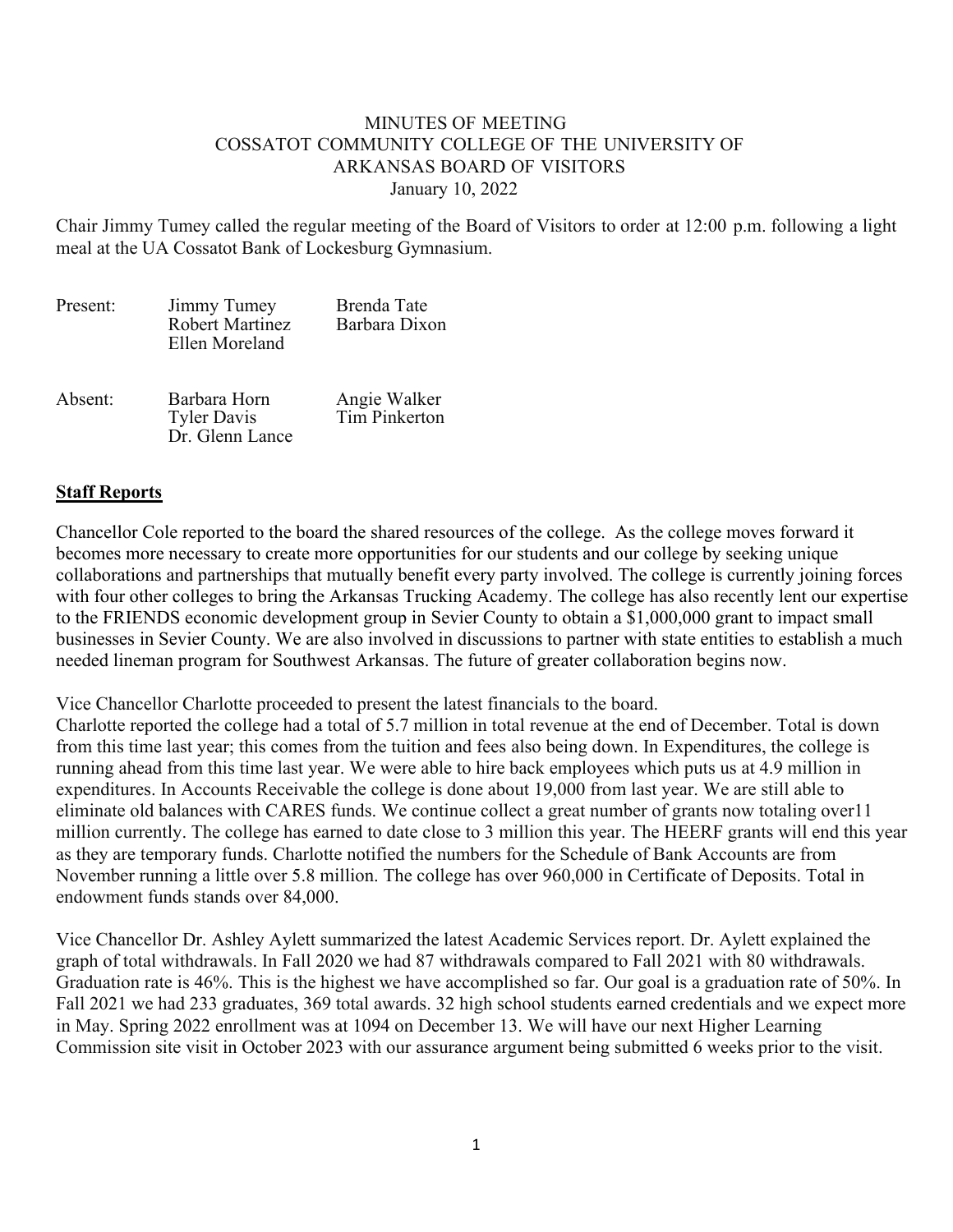# MINUTES OF MEETING
# COSSATOT COMMUNITY COLLEGE OF THE UNIVERSITY OF ARKANSAS BOARD OF VISITORS
January 10, 2022

Chair Jimmy Tumey called the regular meeting of the Board of Visitors to order at 12:00 p.m. following a light meal at the UA Cossatot Bank of Lockesburg Gymnasium.

| | | |
|---|---|---|
| Present: | Jimmy Tumey<br>Robert Martinez<br>Ellen Moreland | Brenda Tate<br>Barbara Dixon |
| Absent: | Barbara Horn<br>Tyler Davis<br>Dr. Glenn Lance | Angie Walker<br>Tim Pinkerton |

## **Staff Reports**

Chancellor Cole reported to the board the shared resources of the college. As the college moves forward it becomes more necessary to create more opportunities for our students and our college by seeking unique collaborations and partnerships that mutually benefit every party involved. The college is currently joining forces with four other colleges to bring the Arkansas Trucking Academy. The college has also recently lent our expertise to the FRIENDS economic development group in Sevier County to obtain a $1,000,000 grant to impact small businesses in Sevier County. We are also involved in discussions to partner with state entities to establish a much needed lineman program for Southwest Arkansas. The future of greater collaboration begins now.

Vice Chancellor Charlotte proceeded to present the latest financials to the board.
Charlotte reported the college had a total of 5.7 million in total revenue at the end of December. Total is down from this time last year; this comes from the tuition and fees also being down. In Expenditures, the college is running ahead from this time last year. We were able to hire back employees which puts us at 4.9 million in expenditures. In Accounts Receivable the college is done about 19,000 from last year. We are still able to eliminate old balances with CARES funds. We continue collect a great number of grants now totaling over11 million currently. The college has earned to date close to 3 million this year. The HEERF grants will end this year as they are temporary funds. Charlotte notified the numbers for the Schedule of Bank Accounts are from November running a little over 5.8 million. The college has over 960,000 in Certificate of Deposits. Total in endowment funds stands over 84,000.

Vice Chancellor Dr. Ashley Aylett summarized the latest Academic Services report. Dr. Aylett explained the graph of total withdrawals. In Fall 2020 we had 87 withdrawals compared to Fall 2021 with 80 withdrawals. Graduation rate is 46%. This is the highest we have accomplished so far. Our goal is a graduation rate of 50%. In Fall 2021 we had 233 graduates, 369 total awards. 32 high school students earned credentials and we expect more in May. Spring 2022 enrollment was at 1094 on December 13. We will have our next Higher Learning Commission site visit in October 2023 with our assurance argument being submitted 6 weeks prior to the visit.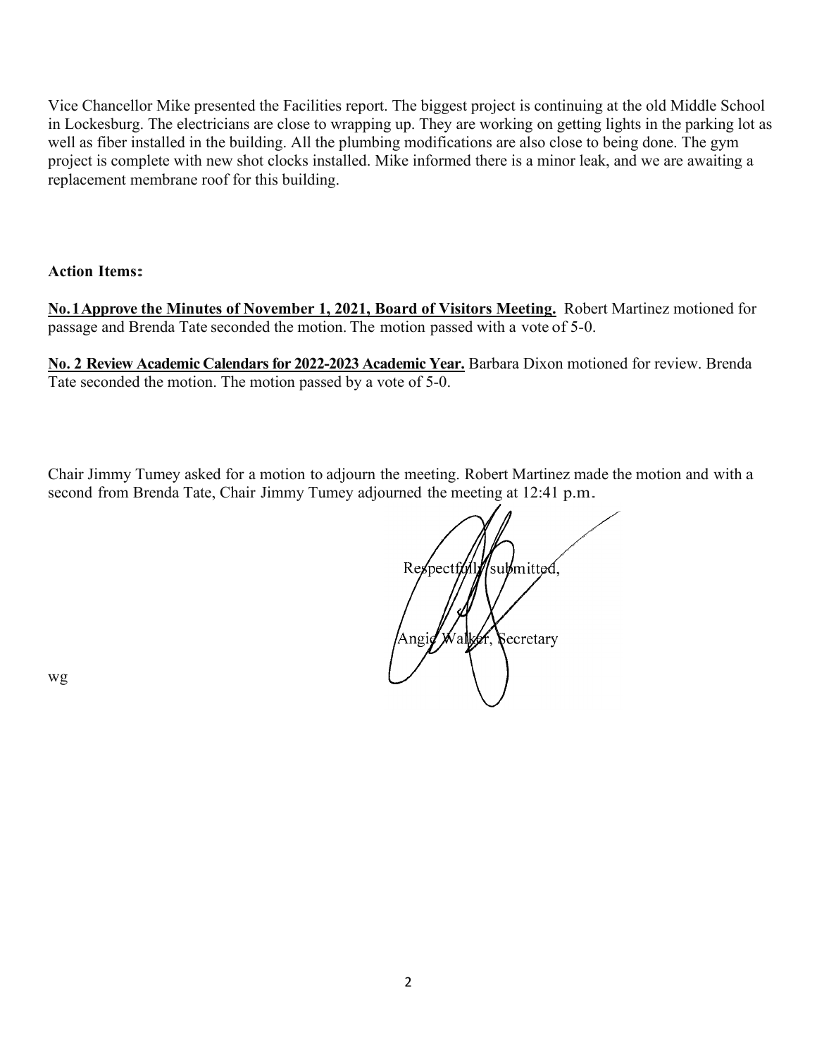Vice Chancellor Mike presented the Facilities report. The biggest project is continuing at the old Middle School in Lockesburg. The electricians are close to wrapping up. They are working on getting lights in the parking lot as well as fiber installed in the building. All the plumbing modifications are also close to being done. The gym project is complete with new shot clocks installed. Mike informed there is a minor leak, and we are awaiting a replacement membrane roof for this building.

**Action Items:**

**No. 1 Approve the Minutes of November 1, 2021, Board of Visitors Meeting.** Robert Martinez motioned for passage and Brenda Tate seconded the motion. The motion passed with a vote of 5-0.

**No. 2 Review Academic Calendars for 2022-2023 Academic Year.** Barbara Dixon motioned for review. Brenda Tate seconded the motion. The motion passed by a vote of 5-0.

Chair Jimmy Tumey asked for a motion to adjourn the meeting. Robert Martinez made the motion and with a second from Brenda Tate, Chair Jimmy Tumey adjourned the meeting at 12:41 p.m.

Respectfully submitted,

Angie Walker, Secretary

wg